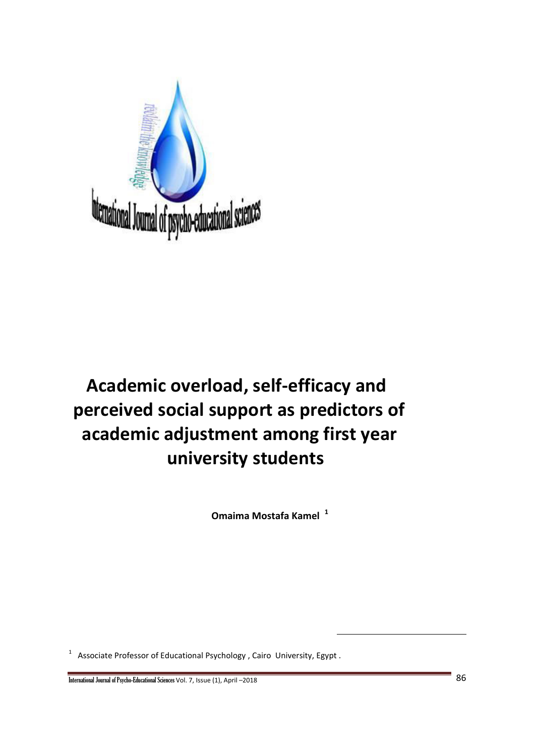# Academic overload, self-efficacy and perceived social support as predictors of academic adjustment among first year university students

**Omaima Mostafa Kamel** [1]

[1] Associate Professor of Educational Psychology , Cairo University, Egypt .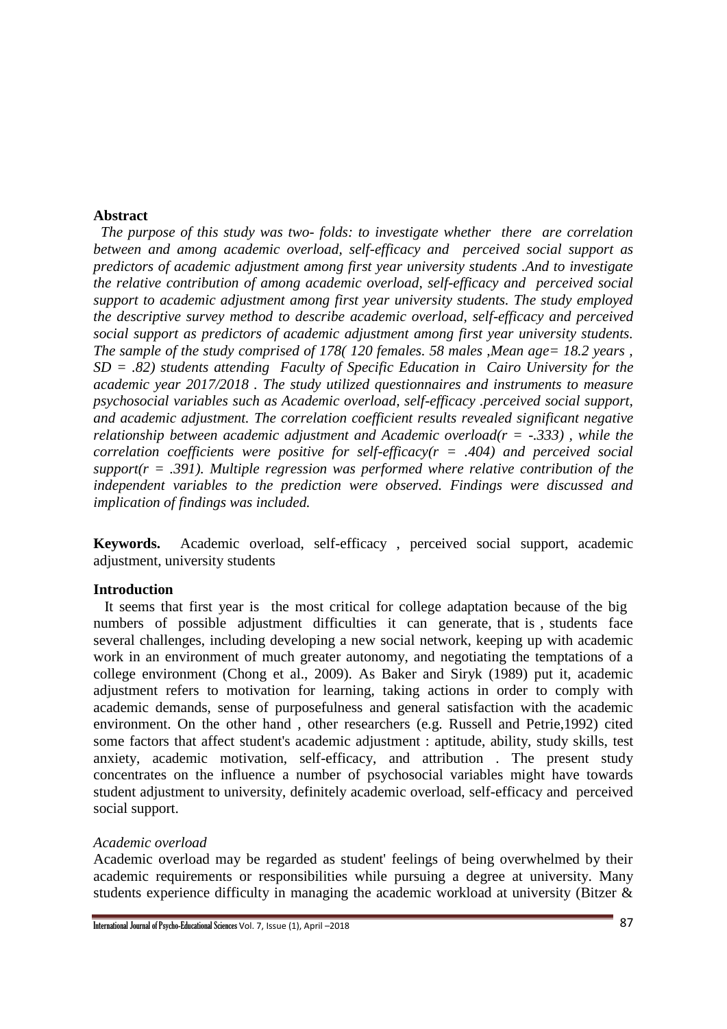**Abstract**

*The purpose of this study was two- folds: to investigate whether there are correlation between and among academic overload, self-efficacy and perceived social support as predictors of academic adjustment among first year university students .And to investigate the relative contribution of among academic overload, self-efficacy and perceived social support to academic adjustment among first year university students. The study employed the descriptive survey method to describe academic overload, self-efficacy and perceived social support as predictors of academic adjustment among first year university students. The sample of the study comprised of 178( 120 females. 58 males ,Mean age= 18.2 years , SD = .82) students attending Faculty of Specific Education in Cairo University for the academic year 2017/2018 . The study utilized questionnaires and instruments to measure psychosocial variables such as Academic overload, self-efficacy .perceived social support, and academic adjustment. The correlation coefficient results revealed significant negative relationship between academic adjustment and Academic overload($r$ = -.333) , while the correlation coefficients were positive for self-efficacy($r$ = .404) and perceived social support($r$ = .391). Multiple regression was performed where relative contribution of the independent variables to the prediction were observed. Findings were discussed and implication of findings was included.*

**Keywords.** Academic overload, self-efficacy , perceived social support, academic adjustment, university students

**Introduction**

It seems that first year is the most critical for college adaptation because of the big numbers of possible adjustment difficulties it can generate, that is , students face several challenges, including developing a new social network, keeping up with academic work in an environment of much greater autonomy, and negotiating the temptations of a college environment (Chong et al., 2009). As Baker and Siryk (1989) put it, academic adjustment refers to motivation for learning, taking actions in order to comply with academic demands, sense of purposefulness and general satisfaction with the academic environment. On the other hand , other researchers (e.g. Russell and Petrie,1992) cited some factors that affect student's academic adjustment : aptitude, ability, study skills, test anxiety, academic motivation, self-efficacy, and attribution . The present study concentrates on the influence a number of psychosocial variables might have towards student adjustment to university, definitely academic overload, self-efficacy and perceived social support.

*Academic overload*

Academic overload may be regarded as student' feelings of being overwhelmed by their academic requirements or responsibilities while pursuing a degree at university. Many students experience difficulty in managing the academic workload at university (Bitzer &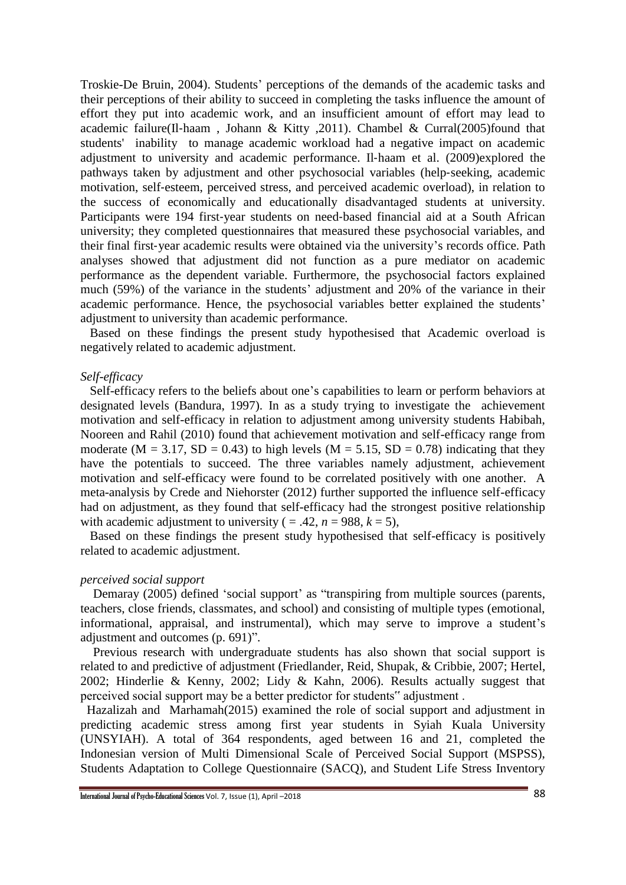Troskie-De Bruin, 2004). Students' perceptions of the demands of the academic tasks and their perceptions of their ability to succeed in completing the tasks influence the amount of effort they put into academic work, and an insufficient amount of effort may lead to academic failure(Il-haam , Johann & Kitty ,2011). Chambel & Curral(2005)found that students' inability to manage academic workload had a negative impact on academic adjustment to university and academic performance. Il-haam et al. (2009)explored the pathways taken by adjustment and other psychosocial variables (help-seeking, academic motivation, self-esteem, perceived stress, and perceived academic overload), in relation to the success of economically and educationally disadvantaged students at university. Participants were 194 first-year students on need-based financial aid at a South African university; they completed questionnaires that measured these psychosocial variables, and their final first-year academic results were obtained via the university's records office. Path analyses showed that adjustment did not function as a pure mediator on academic performance as the dependent variable. Furthermore, the psychosocial factors explained much (59%) of the variance in the students' adjustment and 20% of the variance in their academic performance. Hence, the psychosocial variables better explained the students' adjustment to university than academic performance.

Based on these findings the present study hypothesised that Academic overload is negatively related to academic adjustment.

*Self-efficacy*

Self-efficacy refers to the beliefs about one's capabilities to learn or perform behaviors at designated levels (Bandura, 1997). In as a study trying to investigate the achievement motivation and self-efficacy in relation to adjustment among university students Habibah, Nooreen and Rahil (2010) found that achievement motivation and self-efficacy range from moderate ($M = 3.17$, $SD = 0.43$) to high levels ($M = 5.15$, $SD = 0.78$) indicating that they have the potentials to succeed. The three variables namely adjustment, achievement motivation and self-efficacy were found to be correlated positively with one another. A meta-analysis by Crede and Niehorster (2012) further supported the influence self-efficacy had on adjustment, as they found that self-efficacy had the strongest positive relationship with academic adjustment to university ( = .42, $n = 988$, $k = 5$),

Based on these findings the present study hypothesised that self-efficacy is positively related to academic adjustment.

*perceived social support*

Demaray (2005) defined 'social support' as "transpiring from multiple sources (parents, teachers, close friends, classmates, and school) and consisting of multiple types (emotional, informational, appraisal, and instrumental), which may serve to improve a student's adjustment and outcomes (p. 691)".

Previous research with undergraduate students has also shown that social support is related to and predictive of adjustment (Friedlander, Reid, Shupak, & Cribbie, 2007; Hertel, 2002; Hinderlie & Kenny, 2002; Lidy & Kahn, 2006). Results actually suggest that perceived social support may be a better predictor for students" adjustment .

Hazalizah and Marhamah(2015) examined the role of social support and adjustment in predicting academic stress among first year students in Syiah Kuala University (UNSYIAH). A total of 364 respondents, aged between 16 and 21, completed the Indonesian version of Multi Dimensional Scale of Perceived Social Support (MSPSS), Students Adaptation to College Questionnaire (SACQ), and Student Life Stress Inventory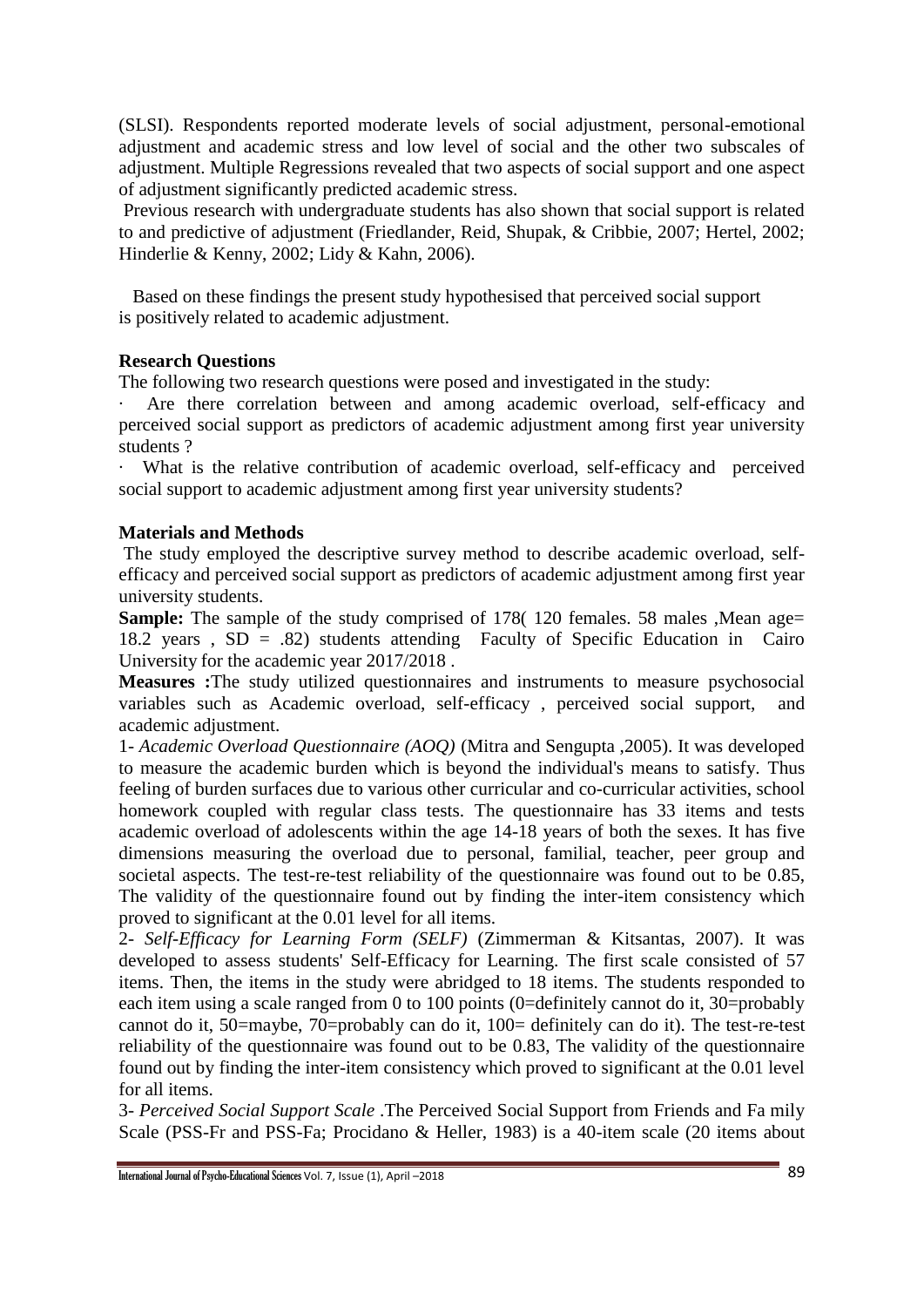(SLSI). Respondents reported moderate levels of social adjustment, personal-emotional adjustment and academic stress and low level of social and the other two subscales of adjustment. Multiple Regressions revealed that two aspects of social support and one aspect of adjustment significantly predicted academic stress.

Previous research with undergraduate students has also shown that social support is related to and predictive of adjustment (Friedlander, Reid, Shupak, & Cribbie, 2007; Hertel, 2002; Hinderlie & Kenny, 2002; Lidy & Kahn, 2006).

Based on these findings the present study hypothesised that perceived social support is positively related to academic adjustment.

**Research Questions**

The following two research questions were posed and investigated in the study:

· Are there correlation between and among academic overload, self-efficacy and perceived social support as predictors of academic adjustment among first year university students ?

· What is the relative contribution of academic overload, self-efficacy and perceived social support to academic adjustment among first year university students?

**Materials and Methods**

The study employed the descriptive survey method to describe academic overload, self-efficacy and perceived social support as predictors of academic adjustment among first year university students.

**Sample:** The sample of the study comprised of 178( 120 females. 58 males ,Mean age= 18.2 years , SD = .82) students attending Faculty of Specific Education in Cairo University for the academic year 2017/2018 .

**Measures :**The study utilized questionnaires and instruments to measure psychosocial variables such as Academic overload, self-efficacy , perceived social support, and academic adjustment.

1- *Academic Overload Questionnaire (AOQ)* (Mitra and Sengupta ,2005). It was developed to measure the academic burden which is beyond the individual's means to satisfy. Thus feeling of burden surfaces due to various other curricular and co-curricular activities, school homework coupled with regular class tests. The questionnaire has 33 items and tests academic overload of adolescents within the age 14-18 years of both the sexes. It has five dimensions measuring the overload due to personal, familial, teacher, peer group and societal aspects. The test-re-test reliability of the questionnaire was found out to be 0.85, The validity of the questionnaire found out by finding the inter-item consistency which proved to significant at the 0.01 level for all items.

2- *Self-Efficacy for Learning Form (SELF)* (Zimmerman & Kitsantas, 2007). It was developed to assess students' Self-Efficacy for Learning. The first scale consisted of 57 items. Then, the items in the study were abridged to 18 items. The students responded to each item using a scale ranged from 0 to 100 points (0=definitely cannot do it, 30=probably cannot do it, 50=maybe, 70=probably can do it, 100= definitely can do it). The test-re-test reliability of the questionnaire was found out to be 0.83, The validity of the questionnaire found out by finding the inter-item consistency which proved to significant at the 0.01 level for all items.

3- *Perceived Social Support Scale* .The Perceived Social Support from Friends and Fa mily Scale (PSS-Fr and PSS-Fa; Procidano & Heller, 1983) is a 40-item scale (20 items about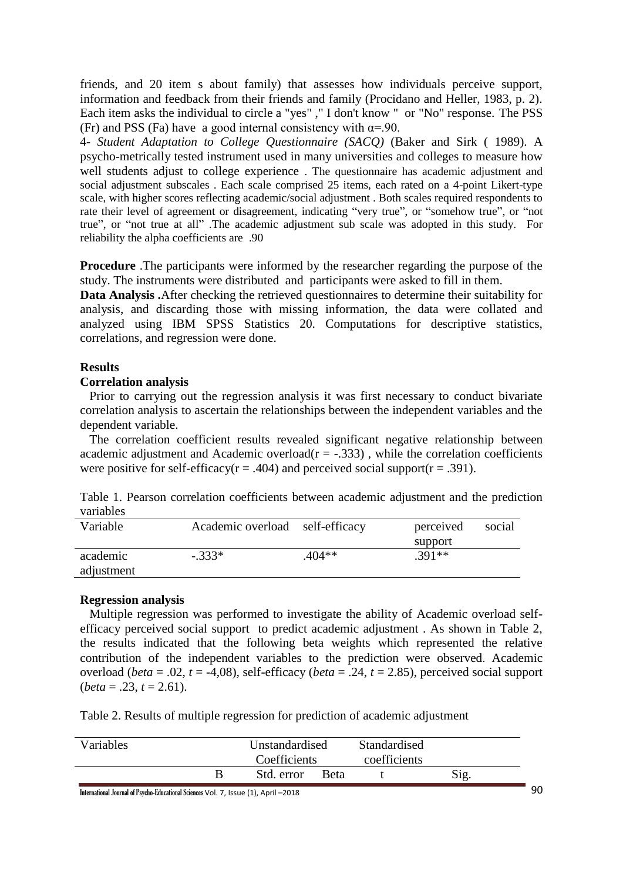friends, and 20 item s about family) that assesses how individuals perceive support, information and feedback from their friends and family (Procidano and Heller, 1983, p. 2). Each item asks the individual to circle a "yes" ," I don't know " or "No" response. The PSS (Fr) and PSS (Fa) have a good internal consistency with $\alpha$=.90.

4- *Student Adaptation to College Questionnaire (SACQ)* (Baker and Sirk ( 1989). A psycho-metrically tested instrument used in many universities and colleges to measure how well students adjust to college experience . The questionnaire has academic adjustment and social adjustment subscales . Each scale comprised 25 items, each rated on a 4-point Likert-type scale, with higher scores reflecting academic/social adjustment . Both scales required respondents to rate their level of agreement or disagreement, indicating "very true", or "somehow true", or "not true", or "not true at all" .The academic adjustment sub scale was adopted in this study. For reliability the alpha coefficients are .90

**Procedure** .The participants were informed by the researcher regarding the purpose of the study. The instruments were distributed and participants were asked to fill in them.

**Data Analysis .**After checking the retrieved questionnaires to determine their suitability for analysis, and discarding those with missing information, the data were collated and analyzed using IBM SPSS Statistics 20. Computations for descriptive statistics, correlations, and regression were done.

## Results

### Correlation analysis

Prior to carrying out the regression analysis it was first necessary to conduct bivariate correlation analysis to ascertain the relationships between the independent variables and the dependent variable.

The correlation coefficient results revealed significant negative relationship between academic adjustment and Academic overload($r$ = -.333) , while the correlation coefficients were positive for self-efficacy($r$ = .404) and perceived social support($r$ = .391).

Table 1. Pearson correlation coefficients between academic adjustment and the prediction variables

| Variable | Academic overload | self-efficacy | perceived social support |
|---|---|---|---|
| academic adjustment | -.333* | .404** | .391** |

### Regression analysis

Multiple regression was performed to investigate the ability of Academic overload self-efficacy perceived social support to predict academic adjustment . As shown in Table 2, the results indicated that the following beta weights which represented the relative contribution of the independent variables to the prediction were observed. Academic overload (*beta* = .02, *t* = -4,08), self-efficacy (*beta* = .24, *t* = 2.85), perceived social support (*beta* = .23, *t* = 2.61).

Table 2. Results of multiple regression for prediction of academic adjustment

| Variables | Unstandardised Coefficients | | Standardised coefficients | | |
|---|---|---|---|---|---|
| | B | Std. error | Beta | t | Sig. |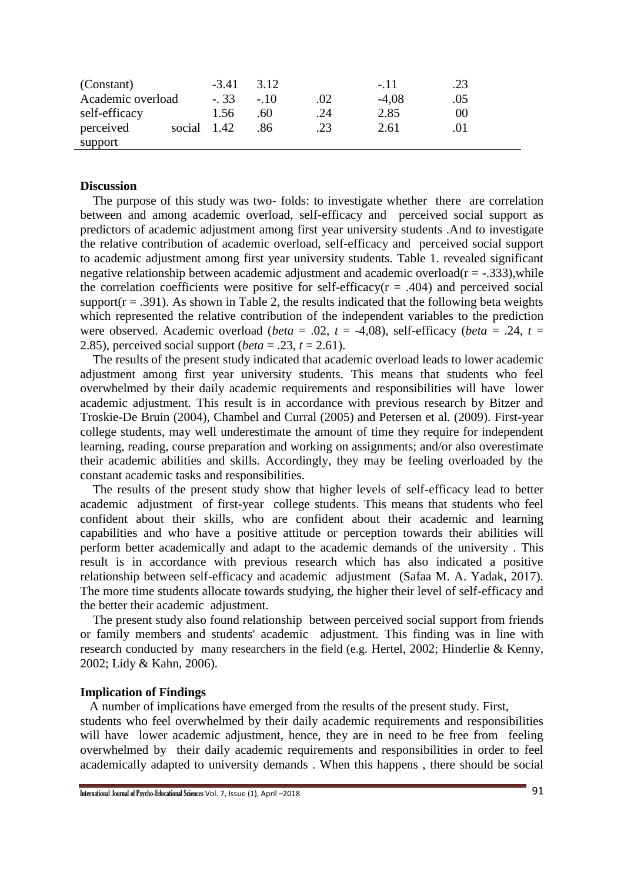| | | | | | |
|---|---|---|---|---|---|
| (Constant) | -3.41 | 3.12 | | -.11 | .23 |
| Academic overload | -. 33 | -.10 | .02 | -4,08 | .05 |
| self-efficacy | 1.56 | .60 | .24 | 2.85 | 00 |
| perceived social support | 1.42 | .86 | .23 | 2.61 | .01 |

**Discussion**

The purpose of this study was two- folds: to investigate whether there are correlation between and among academic overload, self-efficacy and perceived social support as predictors of academic adjustment among first year university students .And to investigate the relative contribution of academic overload, self-efficacy and perceived social support to academic adjustment among first year university students. Table 1. revealed significant negative relationship between academic adjustment and academic overload($r = -.333$),while the correlation coefficients were positive for self-efficacy($r = .404$) and perceived social support($r = .391$). As shown in Table 2, the results indicated that the following beta weights which represented the relative contribution of the independent variables to the prediction were observed. Academic overload (*beta* = .02, *t* = -4,08), self-efficacy (*beta* = .24, *t* = 2.85), perceived social support (*beta* = .23, *t* = 2.61).

The results of the present study indicated that academic overload leads to lower academic adjustment among first year university students. This means that students who feel overwhelmed by their daily academic requirements and responsibilities will have lower academic adjustment. This result is in accordance with previous research by Bitzer and Troskie-De Bruin (2004), Chambel and Curral (2005) and Petersen et al. (2009). First-year college students, may well underestimate the amount of time they require for independent learning, reading, course preparation and working on assignments; and/or also overestimate their academic abilities and skills. Accordingly, they may be feeling overloaded by the constant academic tasks and responsibilities.

The results of the present study show that higher levels of self-efficacy lead to better academic adjustment of first-year college students. This means that students who feel confident about their skills, who are confident about their academic and learning capabilities and who have a positive attitude or perception towards their abilities will perform better academically and adapt to the academic demands of the university . This result is in accordance with previous research which has also indicated a positive relationship between self-efficacy and academic adjustment (Safaa M. A. Yadak, 2017). The more time students allocate towards studying, the higher their level of self-efficacy and the better their academic adjustment.

The present study also found relationship between perceived social support from friends or family members and students' academic adjustment. This finding was in line with research conducted by many researchers in the field (e.g. Hertel, 2002; Hinderlie & Kenny, 2002; Lidy & Kahn, 2006).

**Implication of Findings**

A number of implications have emerged from the results of the present study. First, students who feel overwhelmed by their daily academic requirements and responsibilities will have lower academic adjustment, hence, they are in need to be free from feeling overwhelmed by their daily academic requirements and responsibilities in order to feel academically adapted to university demands . When this happens , there should be social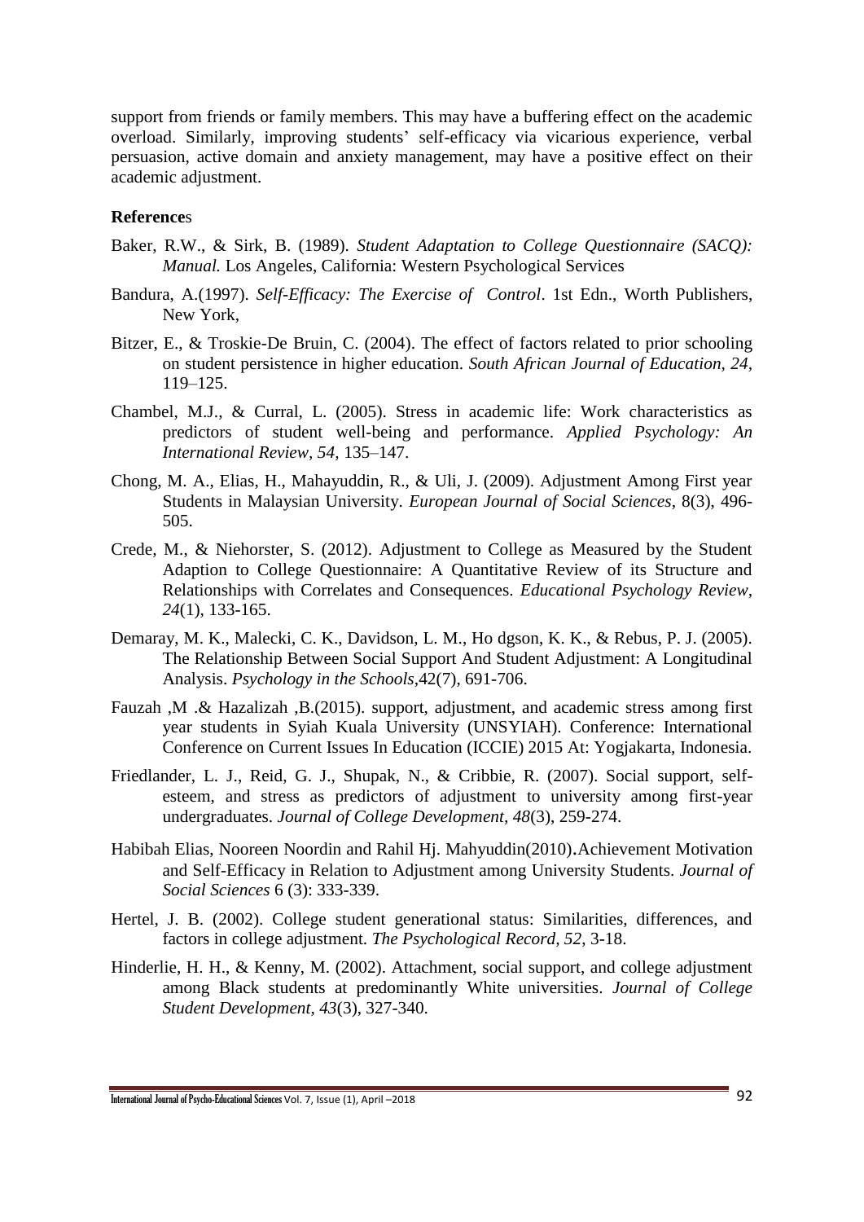support from friends or family members. This may have a buffering effect on the academic overload. Similarly, improving students' self-efficacy via vicarious experience, verbal persuasion, active domain and anxiety management, may have a positive effect on their academic adjustment.

**References**

Baker, R.W., & Sirk, B. (1989). *Student Adaptation to College Questionnaire (SACQ): Manual.* Los Angeles, California: Western Psychological Services

Bandura, A.(1997). *Self-Efficacy: The Exercise of Control*. 1st Edn., Worth Publishers, New York,

Bitzer, E., & Troskie-De Bruin, C. (2004). The effect of factors related to prior schooling on student persistence in higher education. *South African Journal of Education, 24,* 119–125.

Chambel, M.J., & Curral, L. (2005). Stress in academic life: Work characteristics as predictors of student well-being and performance. *Applied Psychology: An International Review, 54,* 135–147.

Chong, M. A., Elias, H., Mahayuddin, R., & Uli, J. (2009). Adjustment Among First year Students in Malaysian University. *European Journal of Social Sciences*, 8(3), 496-505.

Crede, M., & Niehorster, S. (2012). Adjustment to College as Measured by the Student Adaption to College Questionnaire: A Quantitative Review of its Structure and Relationships with Correlates and Consequences. *Educational Psychology Review, 24*(1), 133-165.

Demaray, M. K., Malecki, C. K., Davidson, L. M., Ho dgson, K. K., & Rebus, P. J. (2005). The Relationship Between Social Support And Student Adjustment: A Longitudinal Analysis. *Psychology in the Schools*,42(7), 691-706.

Fauzah ,M .& Hazalizah ,B.(2015). support, adjustment, and academic stress among first year students in Syiah Kuala University (UNSYIAH). Conference: International Conference on Current Issues In Education (ICCIE) 2015 At: Yogjakarta, Indonesia.

Friedlander, L. J., Reid, G. J., Shupak, N., & Cribbie, R. (2007). Social support, self-esteem, and stress as predictors of adjustment to university among first-year undergraduates. *Journal of College Development, 48*(3), 259-274.

Habibah Elias, Nooreen Noordin and Rahil Hj. Mahyuddin(2010)**.**Achievement Motivation and Self-Efficacy in Relation to Adjustment among University Students. *Journal of Social Sciences* 6 (3): 333-339.

Hertel, J. B. (2002). College student generational status: Similarities, differences, and factors in college adjustment. *The Psychological Record, 52*, 3-18.

Hinderlie, H. H., & Kenny, M. (2002). Attachment, social support, and college adjustment among Black students at predominantly White universities. *Journal of College Student Development, 43*(3), 327-340.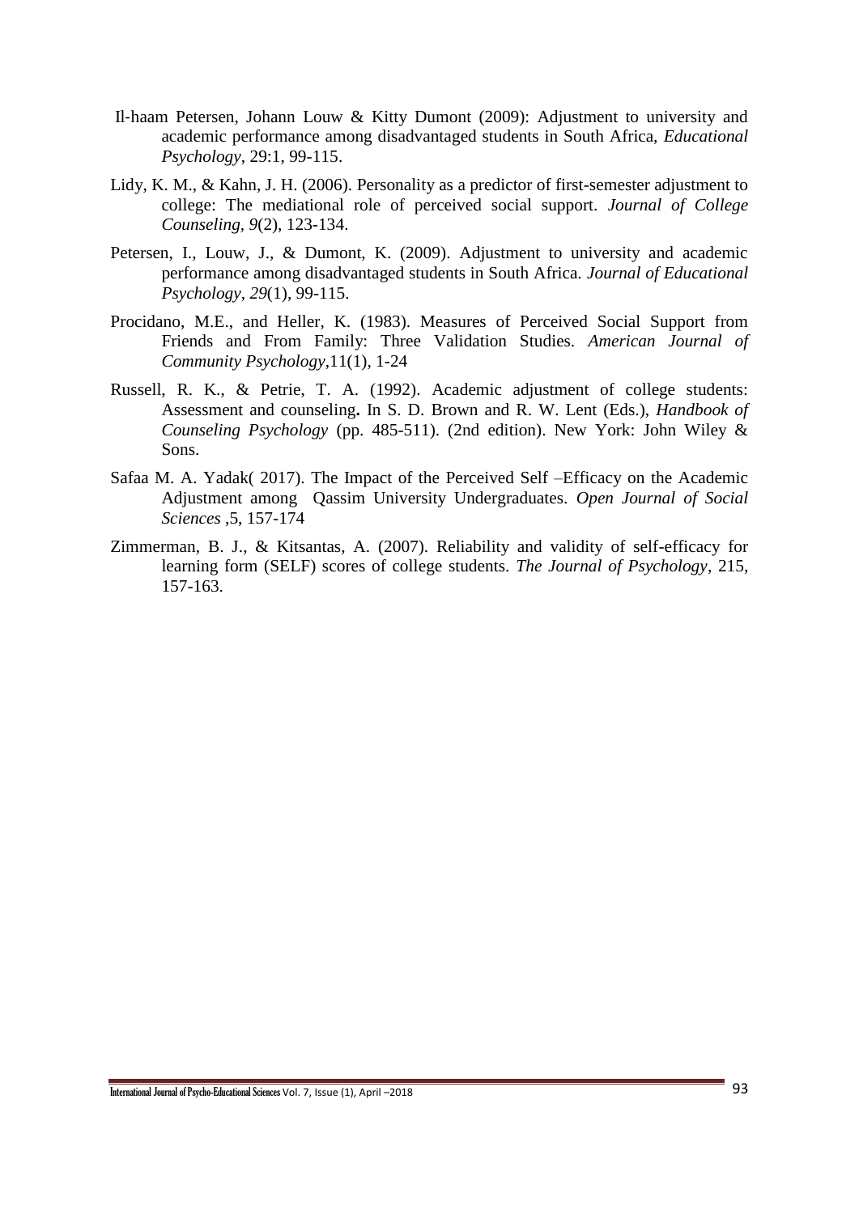Il-haam Petersen, Johann Louw & Kitty Dumont (2009): Adjustment to university and academic performance among disadvantaged students in South Africa, *Educational Psychology*, 29:1, 99-115.

Lidy, K. M., & Kahn, J. H. (2006). Personality as a predictor of first-semester adjustment to college: The mediational role of perceived social support. *Journal of College Counseling*, *9*(2), 123-134.

Petersen, I., Louw, J., & Dumont, K. (2009). Adjustment to university and academic performance among disadvantaged students in South Africa. *Journal of Educational Psychology*, *29*(1), 99-115.

Procidano, M.E., and Heller, K. (1983). Measures of Perceived Social Support from Friends and From Family: Three Validation Studies. *American Journal of Community Psychology*,11(1), 1-24

Russell, R. K., & Petrie, T. A. (1992). Academic adjustment of college students: Assessment and counseling**.** In S. D. Brown and R. W. Lent (Eds.), *Handbook of Counseling Psychology* (pp. 485-511). (2nd edition). New York: John Wiley & Sons.

Safaa M. A. Yadak( 2017). The Impact of the Perceived Self –Efficacy on the Academic Adjustment among Qassim University Undergraduates. *Open Journal of Social Sciences* ,5, 157-174

Zimmerman, B. J., & Kitsantas, A. (2007). Reliability and validity of self-efficacy for learning form (SELF) scores of college students. *The Journal of Psychology*, 215, 157-163.